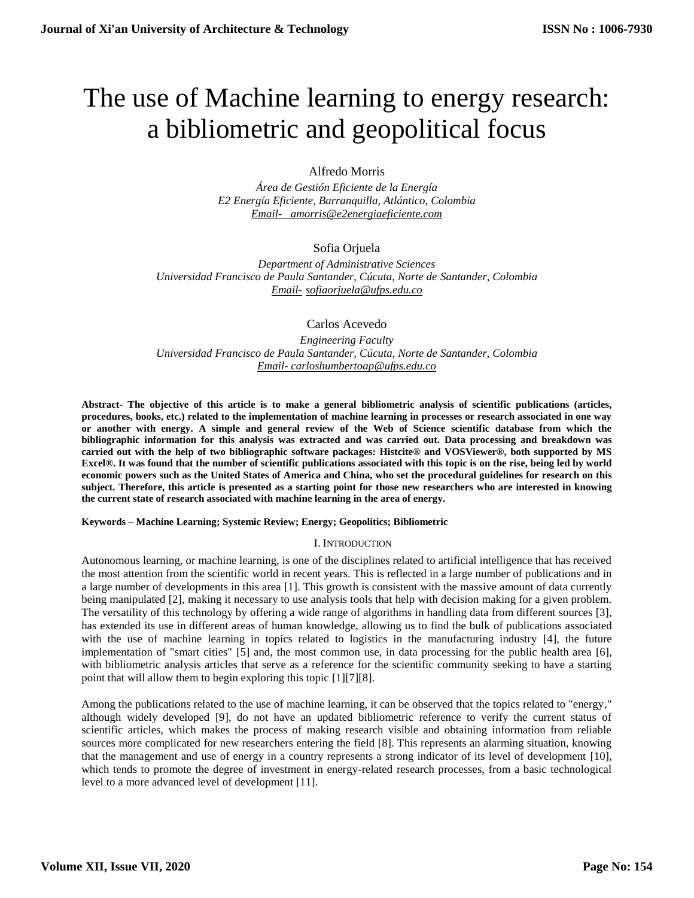# The use of Machine learning to energy research: a bibliometric and geopolitical focus

Alfredo Morris

*Área de Gestión Eficiente de la Energía*
*E2 Energía Eficiente, Barranquilla, Atlántico, Colombia*
*Email- amorris@e2energiaeficiente.com*

Sofia Orjuela

*Department of Administrative Sciences*
*Universidad Francisco de Paula Santander, Cúcuta, Norte de Santander, Colombia*
*Email- sofiaorjuela@ufps.edu.co*

Carlos Acevedo

*Engineering Faculty*
*Universidad Francisco de Paula Santander, Cúcuta, Norte de Santander, Colombia*
*Email- carloshumbertoap@ufps.edu.co*

**Abstract- The objective of this article is to make a general bibliometric analysis of scientific publications (articles, procedures, books, etc.) related to the implementation of machine learning in processes or research associated in one way or another with energy. A simple and general review of the Web of Science scientific database from which the bibliographic information for this analysis was extracted and was carried out. Data processing and breakdown was carried out with the help of two bibliographic software packages: Histcite® and VOSViewer®, both supported by MS Excel®. It was found that the number of scientific publications associated with this topic is on the rise, being led by world economic powers such as the United States of America and China, who set the procedural guidelines for research on this subject. Therefore, this article is presented as a starting point for those new researchers who are interested in knowing the current state of research associated with machine learning in the area of energy.**

**Keywords – Machine Learning; Systemic Review; Energy; Geopolitics; Bibliometric**

## I. Introduction

Autonomous learning, or machine learning, is one of the disciplines related to artificial intelligence that has received the most attention from the scientific world in recent years. This is reflected in a large number of publications and in a large number of developments in this area [1]. This growth is consistent with the massive amount of data currently being manipulated [2], making it necessary to use analysis tools that help with decision making for a given problem. The versatility of this technology by offering a wide range of algorithms in handling data from different sources [3], has extended its use in different areas of human knowledge, allowing us to find the bulk of publications associated with the use of machine learning in topics related to logistics in the manufacturing industry [4], the future implementation of "smart cities" [5] and, the most common use, in data processing for the public health area [6], with bibliometric analysis articles that serve as a reference for the scientific community seeking to have a starting point that will allow them to begin exploring this topic [1][7][8].

Among the publications related to the use of machine learning, it can be observed that the topics related to "energy," although widely developed [9], do not have an updated bibliometric reference to verify the current status of scientific articles, which makes the process of making research visible and obtaining information from reliable sources more complicated for new researchers entering the field [8]. This represents an alarming situation, knowing that the management and use of energy in a country represents a strong indicator of its level of development [10], which tends to promote the degree of investment in energy-related research processes, from a basic technological level to a more advanced level of development [11].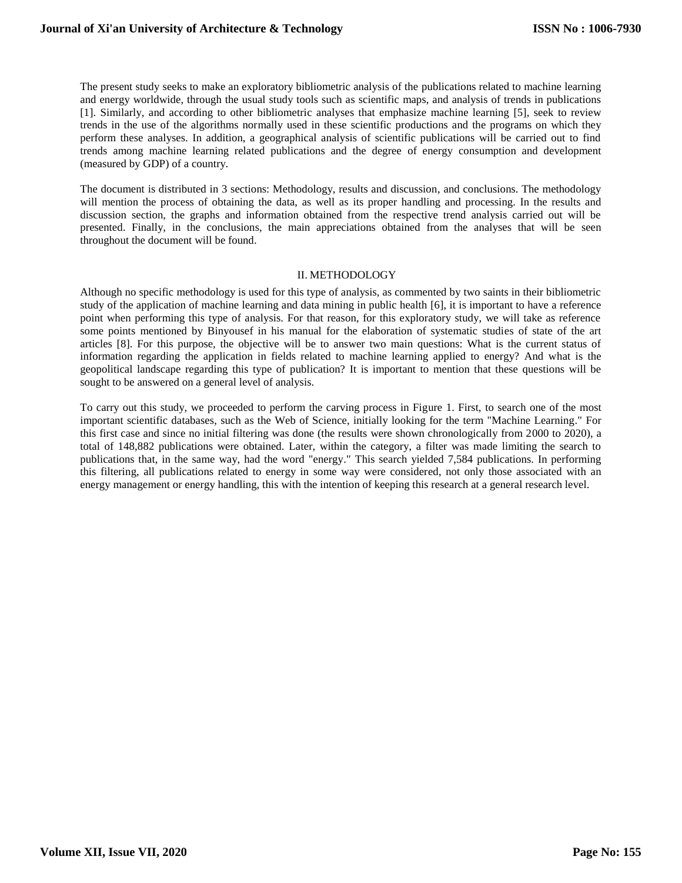The present study seeks to make an exploratory bibliometric analysis of the publications related to machine learning and energy worldwide, through the usual study tools such as scientific maps, and analysis of trends in publications [1]. Similarly, and according to other bibliometric analyses that emphasize machine learning [5], seek to review trends in the use of the algorithms normally used in these scientific productions and the programs on which they perform these analyses. In addition, a geographical analysis of scientific publications will be carried out to find trends among machine learning related publications and the degree of energy consumption and development (measured by GDP) of a country.

The document is distributed in 3 sections: Methodology, results and discussion, and conclusions. The methodology will mention the process of obtaining the data, as well as its proper handling and processing. In the results and discussion section, the graphs and information obtained from the respective trend analysis carried out will be presented. Finally, in the conclusions, the main appreciations obtained from the analyses that will be seen throughout the document will be found.

## II. METHODOLOGY

Although no specific methodology is used for this type of analysis, as commented by two saints in their bibliometric study of the application of machine learning and data mining in public health [6], it is important to have a reference point when performing this type of analysis. For that reason, for this exploratory study, we will take as reference some points mentioned by Binyousef in his manual for the elaboration of systematic studies of state of the art articles [8]. For this purpose, the objective will be to answer two main questions: What is the current status of information regarding the application in fields related to machine learning applied to energy? And what is the geopolitical landscape regarding this type of publication? It is important to mention that these questions will be sought to be answered on a general level of analysis.

To carry out this study, we proceeded to perform the carving process in Figure 1. First, to search one of the most important scientific databases, such as the Web of Science, initially looking for the term "Machine Learning." For this first case and since no initial filtering was done (the results were shown chronologically from 2000 to 2020), a total of 148,882 publications were obtained. Later, within the category, a filter was made limiting the search to publications that, in the same way, had the word "energy." This search yielded 7,584 publications. In performing this filtering, all publications related to energy in some way were considered, not only those associated with an energy management or energy handling, this with the intention of keeping this research at a general research level.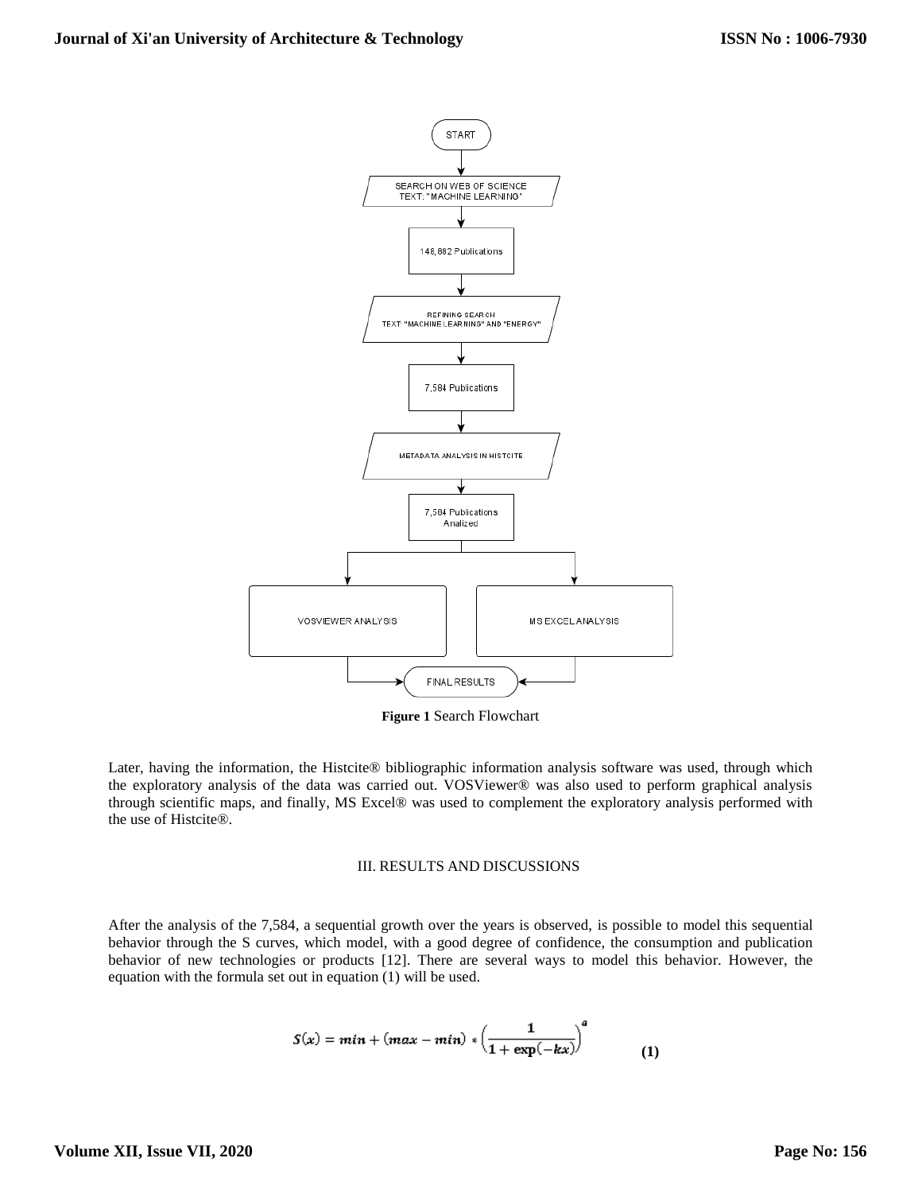START

SEARCH ON WEB OF SCIENCE
TEXT: "MACHINE LEARNING"

148,882 Publications

REFINING SEARCH
TEXT: "MACHINE LEARNING" AND "ENERGY"

7,584 Publications

METADATA ANALYSIS IN HISTCITE

7,584 Publications
Analized

VOSVIEWER ANALYSIS

MS EXCEL ANALYSIS

FINAL RESULTS

**Figure 1** Search Flowchart

Later, having the information, the Histcite® bibliographic information analysis software was used, through which the exploratory analysis of the data was carried out. VOSViewer® was also used to perform graphical analysis through scientific maps, and finally, MS Excel® was used to complement the exploratory analysis performed with the use of Histcite®.

## III. RESULTS AND DISCUSSIONS

After the analysis of the 7,584, a sequential growth over the years is observed, is possible to model this sequential behavior through the S curves, which model, with a good degree of confidence, the consumption and publication behavior of new technologies or products [12]. There are several ways to model this behavior. However, the equation with the formula set out in equation (1) will be used.

$$S(x) = min + (max - min) * \left(\frac{1}{1 + \exp(-kx)}\right)^{a} \quad \textbf{(1)}$$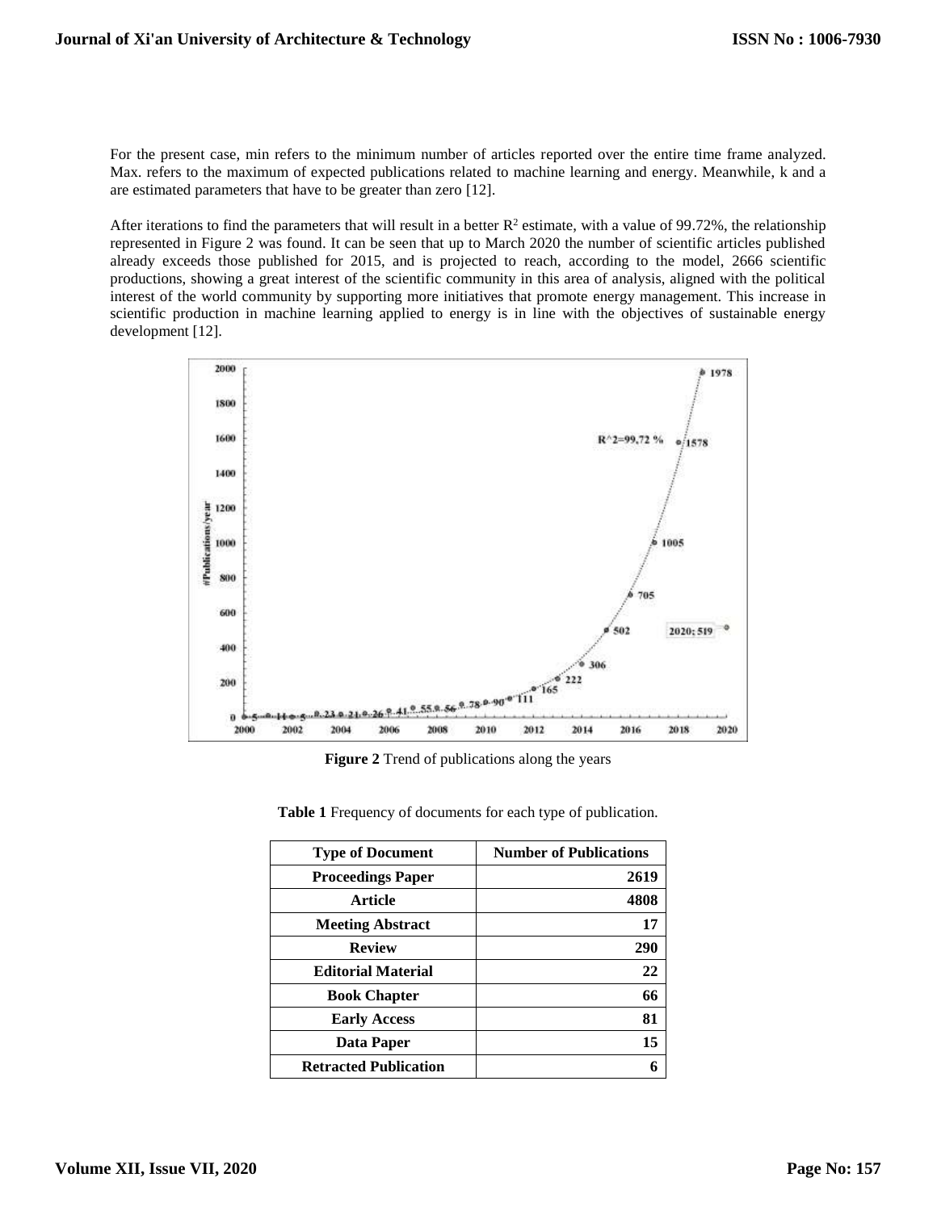For the present case, min refers to the minimum number of articles reported over the entire time frame analyzed. Max. refers to the maximum of expected publications related to machine learning and energy. Meanwhile, k and a are estimated parameters that have to be greater than zero [12].

After iterations to find the parameters that will result in a better $R^2$ estimate, with a value of 99.72%, the relationship represented in Figure 2 was found. It can be seen that up to March 2020 the number of scientific articles published already exceeds those published for 2015, and is projected to reach, according to the model, 2666 scientific productions, showing a great interest of the scientific community in this area of analysis, aligned with the political interest of the world community by supporting more initiatives that promote energy management. This increase in scientific production in machine learning applied to energy is in line with the objectives of sustainable energy development [12].

#Publications/year

R^2=99,72 %

5 14 5 23 21 26 41 55 56 78 90 111 165 222 306 502 705 1005 1578 1978

2020; 519

0 200 400 600 800 1000 1200 1400 1600 1800 2000

2000 2002 2004 2006 2008 2010 2012 2014 2016 2018 2020

**Figure 2** Trend of publications along the years

**Table 1** Frequency of documents for each type of publication.

| Type of Document | Number of Publications |
|---|---|
| **Proceedings Paper** | **2619** |
| **Article** | **4808** |
| **Meeting Abstract** | **17** |
| **Review** | **290** |
| **Editorial Material** | **22** |
| **Book Chapter** | **66** |
| **Early Access** | **81** |
| **Data Paper** | **15** |
| **Retracted Publication** | **6** |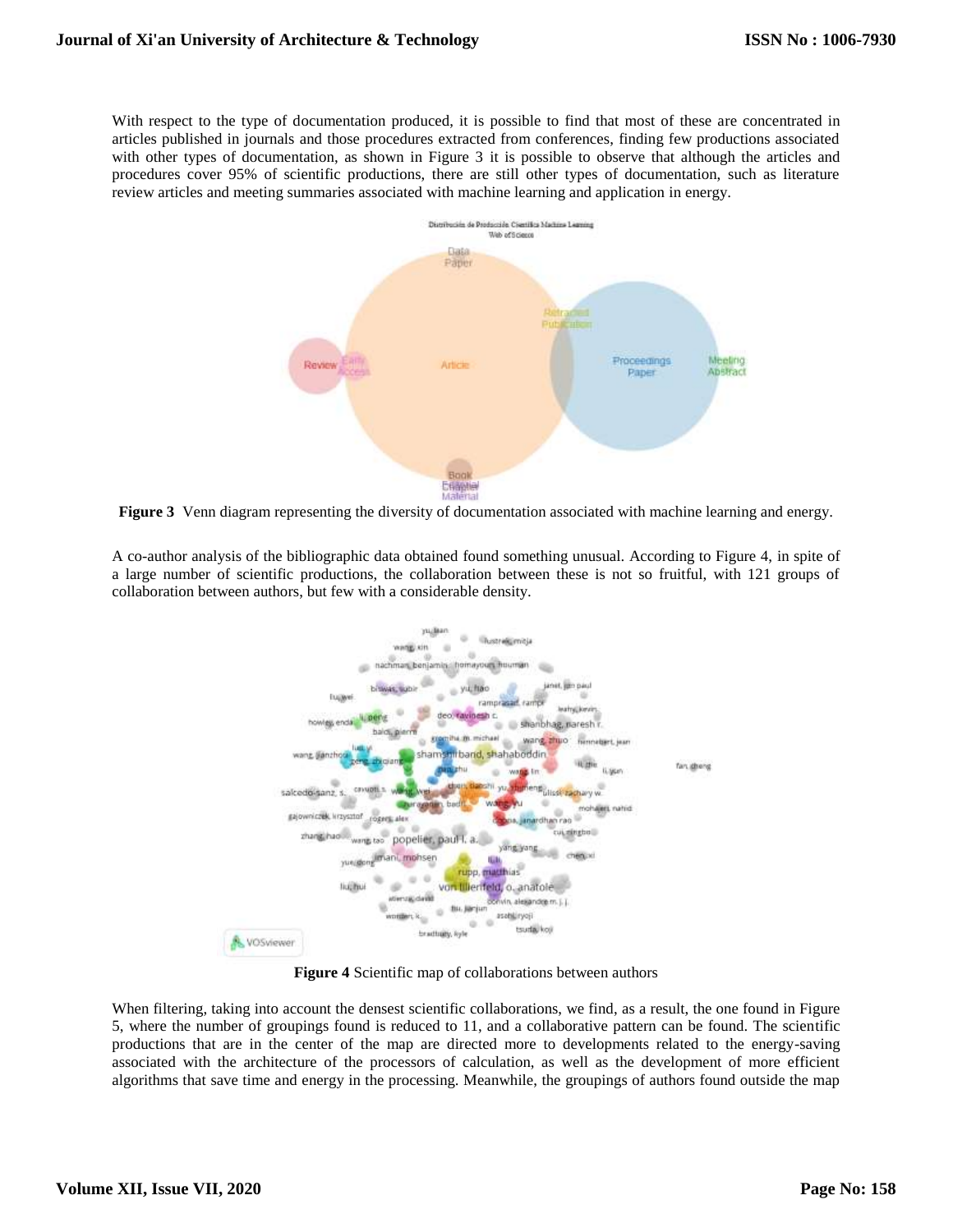With respect to the type of documentation produced, it is possible to find that most of these are concentrated in articles published in journals and those procedures extracted from conferences, finding few productions associated with other types of documentation, as shown in Figure 3 it is possible to observe that although the articles and procedures cover 95% of scientific productions, there are still other types of documentation, such as literature review articles and meeting summaries associated with machine learning and application in energy.

Distribución de Producción Científica Machine Learning
Web of Science

Data Paper
Retracted Publication
Review
Early Access
Article
Proceedings Paper
Meeting Abstract
Book Chapter
Editorial Material

**Figure 3** Venn diagram representing the diversity of documentation associated with machine learning and energy.

A co-author analysis of the bibliographic data obtained found something unusual. According to Figure 4, in spite of a large number of scientific productions, the collaboration between these is not so fruitful, with 121 groups of collaboration between authors, but few with a considerable density.

VOSviewer

**Figure 4** Scientific map of collaborations between authors

When filtering, taking into account the densest scientific collaborations, we find, as a result, the one found in Figure 5, where the number of groupings found is reduced to 11, and a collaborative pattern can be found. The scientific productions that are in the center of the map are directed more to developments related to the energy-saving associated with the architecture of the processors of calculation, as well as the development of more efficient algorithms that save time and energy in the processing. Meanwhile, the groupings of authors found outside the map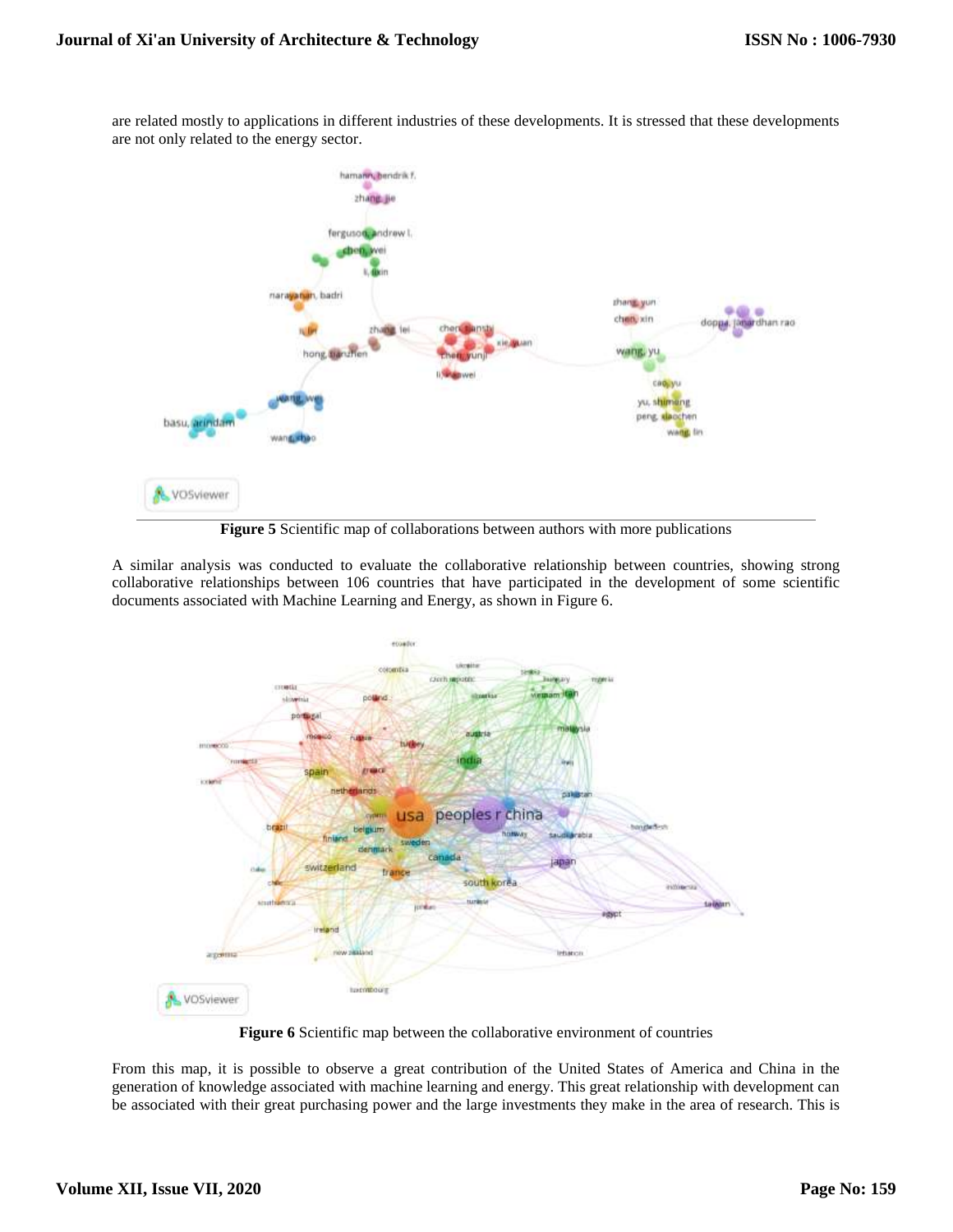are related mostly to applications in different industries of these developments. It is stressed that these developments are not only related to the energy sector.

hamann, hendrik f.
zhang, jie
ferguson, andrew l.
chen, wei
li, lixin
narayanan, badri
li, jin
zhang, lei
hong, tianzhen
chen, tianshi
xie, yuan
chen, yunji
li, ling
wang, wei
basu, arindam
wang, zhao
zhang, yun
chen, xin
doppa, janardhan rao
wang, yu
cao, yu
yu, shimeng
peng, xiaochen
wang, lin
VOSviewer

**Figure 5** Scientific map of collaborations between authors with more publications

A similar analysis was conducted to evaluate the collaborative relationship between countries, showing strong collaborative relationships between 106 countries that have participated in the development of some scientific documents associated with Machine Learning and Energy, as shown in Figure 6.

ecuador
colombia
ukraine
czech republic
serbia
hungary
nigeria
croatia
slovenia
poland
slovakia
vietnam
iran
portugal
mexico
russia
turkey
malaysia
morocco
romania
austria
india
spain
greece
iraq
netherlands
pakistan
usa
peoples r china
brazil
belgium
finland
sweden
norway
saudi arabia
bangladesh
denmark
canada
japan
switzerland
france
south korea
chile
indonesia
south africa
jordan
tunisia
taiwan
egypt
ireland
argentina
new zealand
lebanon
luxembourg
VOSviewer

**Figure 6** Scientific map between the collaborative environment of countries

From this map, it is possible to observe a great contribution of the United States of America and China in the generation of knowledge associated with machine learning and energy. This great relationship with development can be associated with their great purchasing power and the large investments they make in the area of research. This is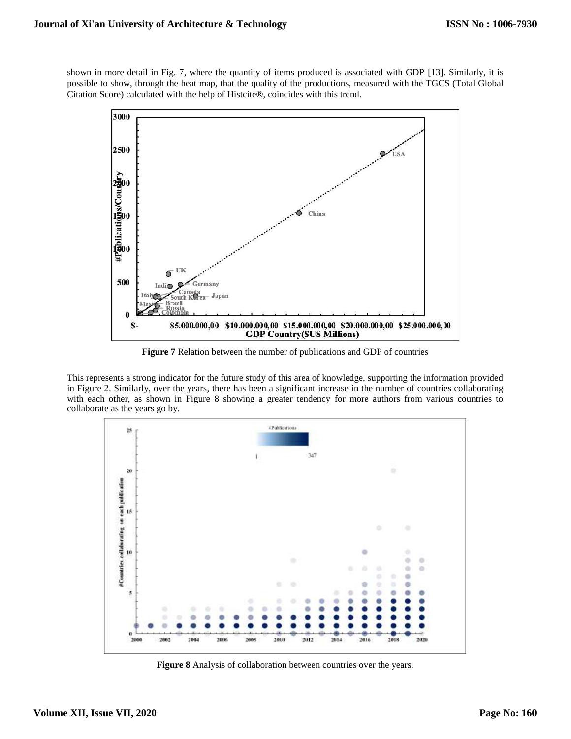shown in more detail in Fig. 7, where the quantity of items produced is associated with GDP [13]. Similarly, it is possible to show, through the heat map, that the quality of the productions, measured with the TGCS (Total Global Citation Score) calculated with the help of Histcite®, coincides with this trend.

3000
2500
2000
1500
1000
500
0
#Publications/Country
$-
$5.000.000,00
$10.000.000,00
$15.000.000,00
$20.000.000,00
$25.000.000,00
GDP Country($US Millions)
USA
China
UK
India
Germany
Canada
South Korea
Japan
Italy
Mexico
Brazil
Russia
Colombia

**Figure 7** Relation between the number of publications and GDP of countries

This represents a strong indicator for the future study of this area of knowledge, supporting the information provided in Figure 2. Similarly, over the years, there has been a significant increase in the number of countries collaborating with each other, as shown in Figure 8 showing a greater tendency for more authors from various countries to collaborate as the years go by.

#Publications
1
347
25
20
15
10
5
0
#Countries collaborating on each publication
2000
2002
2004
2006
2008
2010
2012
2014
2016
2018
2020

**Figure 8** Analysis of collaboration between countries over the years.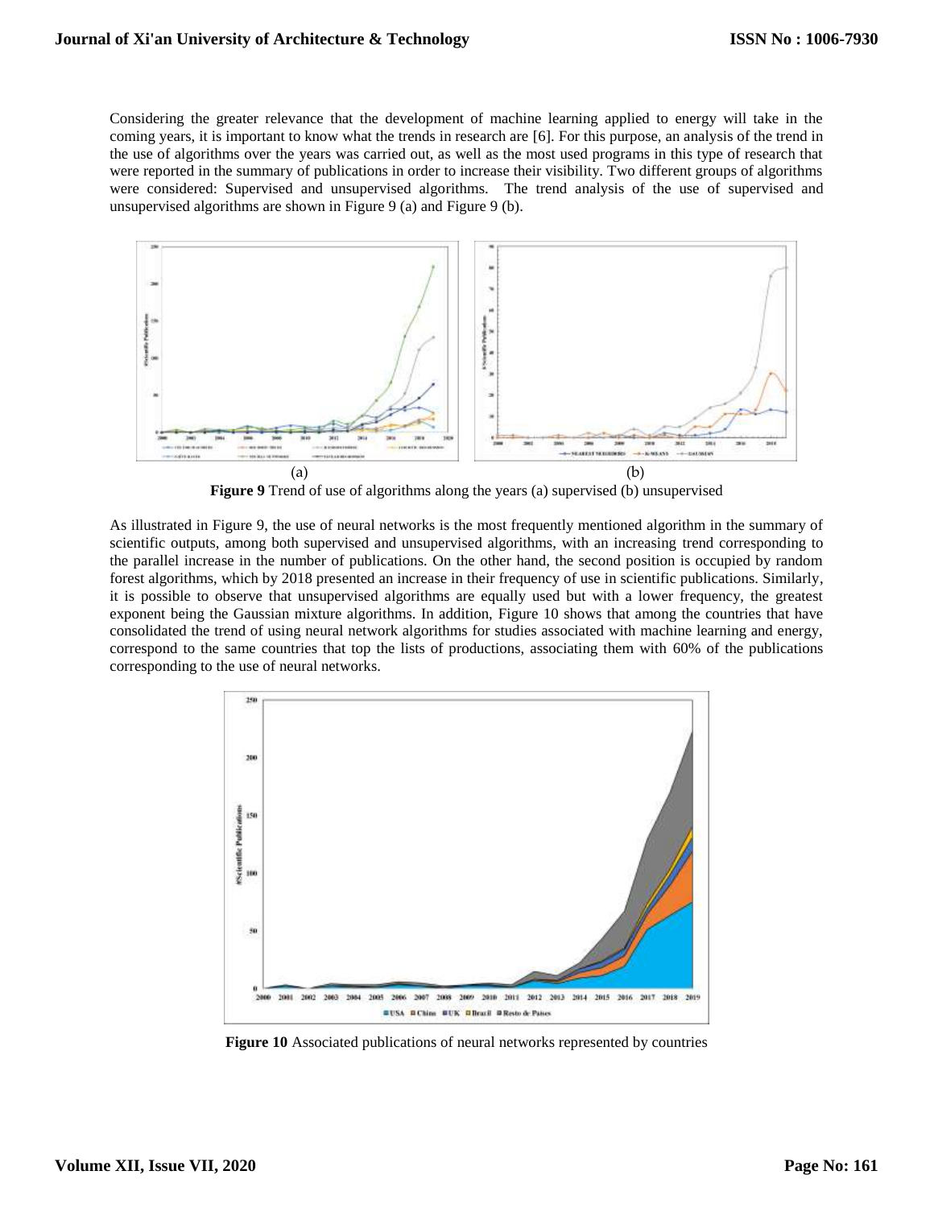Considering the greater relevance that the development of machine learning applied to energy will take in the coming years, it is important to know what the trends in research are [6]. For this purpose, an analysis of the trend in the use of algorithms over the years was carried out, as well as the most used programs in this type of research that were reported in the summary of publications in order to increase their visibility. Two different groups of algorithms were considered: Supervised and unsupervised algorithms. The trend analysis of the use of supervised and unsupervised algorithms are shown in Figure 9 (a) and Figure 9 (b).

(a) (b)

**Figure 9** Trend of use of algorithms along the years (a) supervised (b) unsupervised

As illustrated in Figure 9, the use of neural networks is the most frequently mentioned algorithm in the summary of scientific outputs, among both supervised and unsupervised algorithms, with an increasing trend corresponding to the parallel increase in the number of publications. On the other hand, the second position is occupied by random forest algorithms, which by 2018 presented an increase in their frequency of use in scientific publications. Similarly, it is possible to observe that unsupervised algorithms are equally used but with a lower frequency, the greatest exponent being the Gaussian mixture algorithms. In addition, Figure 10 shows that among the countries that have consolidated the trend of using neural network algorithms for studies associated with machine learning and energy, correspond to the same countries that top the lists of productions, associating them with 60% of the publications corresponding to the use of neural networks.

#Scientific Publications

250
200
150
100
50
0

2000 2001 2002 2003 2004 2005 2006 2007 2008 2009 2010 2011 2012 2013 2014 2015 2016 2017 2018 2019

USA China UK Brazil Resto de Países

**Figure 10** Associated publications of neural networks represented by countries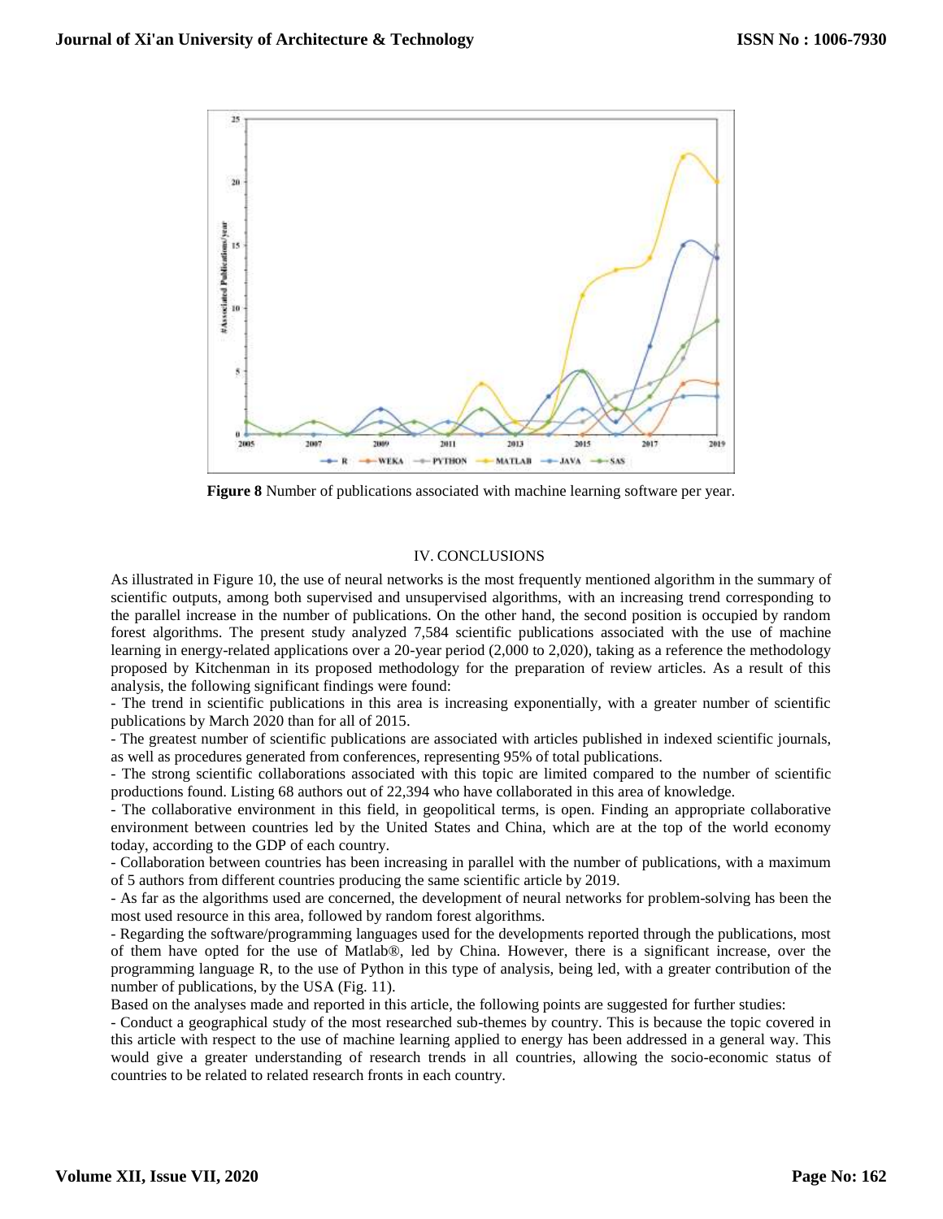25

20

15

10

5

0

2005 2007 2009 2011 2013 2015 2017 2019

#Associated Publications/year

R WEKA PYTHON MATLAB JAVA SAS

**Figure 8** Number of publications associated with machine learning software per year.

## IV. CONCLUSIONS

As illustrated in Figure 10, the use of neural networks is the most frequently mentioned algorithm in the summary of scientific outputs, among both supervised and unsupervised algorithms, with an increasing trend corresponding to the parallel increase in the number of publications. On the other hand, the second position is occupied by random forest algorithms. The present study analyzed 7,584 scientific publications associated with the use of machine learning in energy-related applications over a 20-year period (2,000 to 2,020), taking as a reference the methodology proposed by Kitchenman in its proposed methodology for the preparation of review articles. As a result of this analysis, the following significant findings were found:

- The trend in scientific publications in this area is increasing exponentially, with a greater number of scientific publications by March 2020 than for all of 2015.
- The greatest number of scientific publications are associated with articles published in indexed scientific journals, as well as procedures generated from conferences, representing 95% of total publications.
- The strong scientific collaborations associated with this topic are limited compared to the number of scientific productions found. Listing 68 authors out of 22,394 who have collaborated in this area of knowledge.
- The collaborative environment in this field, in geopolitical terms, is open. Finding an appropriate collaborative environment between countries led by the United States and China, which are at the top of the world economy today, according to the GDP of each country.
- Collaboration between countries has been increasing in parallel with the number of publications, with a maximum of 5 authors from different countries producing the same scientific article by 2019.
- As far as the algorithms used are concerned, the development of neural networks for problem-solving has been the most used resource in this area, followed by random forest algorithms.
- Regarding the software/programming languages used for the developments reported through the publications, most of them have opted for the use of Matlab®, led by China. However, there is a significant increase, over the programming language R, to the use of Python in this type of analysis, being led, with a greater contribution of the number of publications, by the USA (Fig. 11).

Based on the analyses made and reported in this article, the following points are suggested for further studies:

- Conduct a geographical study of the most researched sub-themes by country. This is because the topic covered in this article with respect to the use of machine learning applied to energy has been addressed in a general way. This would give a greater understanding of research trends in all countries, allowing the socio-economic status of countries to be related to related research fronts in each country.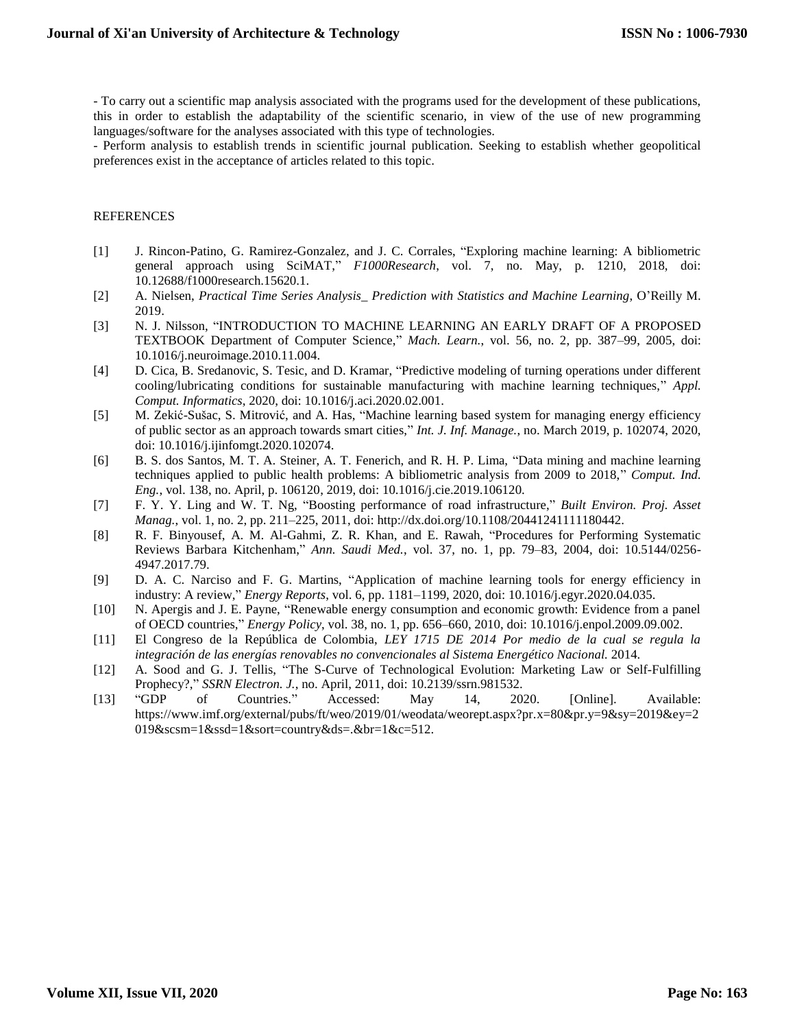- To carry out a scientific map analysis associated with the programs used for the development of these publications, this in order to establish the adaptability of the scientific scenario, in view of the use of new programming languages/software for the analyses associated with this type of technologies.
- Perform analysis to establish trends in scientific journal publication. Seeking to establish whether geopolitical preferences exist in the acceptance of articles related to this topic.

## REFERENCES

[1] J. Rincon-Patino, G. Ramirez-Gonzalez, and J. C. Corrales, "Exploring machine learning: A bibliometric general approach using SciMAT," *F1000Research*, vol. 7, no. May, p. 1210, 2018, doi: 10.12688/f1000research.15620.1.

[2] A. Nielsen, *Practical Time Series Analysis_ Prediction with Statistics and Machine Learning*, O'Reilly M. 2019.

[3] N. J. Nilsson, "INTRODUCTION TO MACHINE LEARNING AN EARLY DRAFT OF A PROPOSED TEXTBOOK Department of Computer Science," *Mach. Learn.*, vol. 56, no. 2, pp. 387–99, 2005, doi: 10.1016/j.neuroimage.2010.11.004.

[4] D. Cica, B. Sredanovic, S. Tesic, and D. Kramar, "Predictive modeling of turning operations under different cooling/lubricating conditions for sustainable manufacturing with machine learning techniques," *Appl. Comput. Informatics*, 2020, doi: 10.1016/j.aci.2020.02.001.

[5] M. Zekić-Sušac, S. Mitrović, and A. Has, "Machine learning based system for managing energy efficiency of public sector as an approach towards smart cities," *Int. J. Inf. Manage.*, no. March 2019, p. 102074, 2020, doi: 10.1016/j.ijinfomgt.2020.102074.

[6] B. S. dos Santos, M. T. A. Steiner, A. T. Fenerich, and R. H. P. Lima, "Data mining and machine learning techniques applied to public health problems: A bibliometric analysis from 2009 to 2018," *Comput. Ind. Eng.*, vol. 138, no. April, p. 106120, 2019, doi: 10.1016/j.cie.2019.106120.

[7] F. Y. Y. Ling and W. T. Ng, "Boosting performance of road infrastructure," *Built Environ. Proj. Asset Manag.*, vol. 1, no. 2, pp. 211–225, 2011, doi: http://dx.doi.org/10.1108/20441241111180442.

[8] R. F. Binyousef, A. M. Al-Gahmi, Z. R. Khan, and E. Rawah, "Procedures for Performing Systematic Reviews Barbara Kitchenham," *Ann. Saudi Med.*, vol. 37, no. 1, pp. 79–83, 2004, doi: 10.5144/0256-4947.2017.79.

[9] D. A. C. Narciso and F. G. Martins, "Application of machine learning tools for energy efficiency in industry: A review," *Energy Reports*, vol. 6, pp. 1181–1199, 2020, doi: 10.1016/j.egyr.2020.04.035.

[10] N. Apergis and J. E. Payne, "Renewable energy consumption and economic growth: Evidence from a panel of OECD countries," *Energy Policy*, vol. 38, no. 1, pp. 656–660, 2010, doi: 10.1016/j.enpol.2009.09.002.

[11] El Congreso de la República de Colombia, *LEY 1715 DE 2014 Por medio de la cual se regula la integración de las energías renovables no convencionales al Sistema Energético Nacional.* 2014.

[12] A. Sood and G. J. Tellis, "The S-Curve of Technological Evolution: Marketing Law or Self-Fulfilling Prophecy?," *SSRN Electron. J.*, no. April, 2011, doi: 10.2139/ssrn.981532.

[13] "GDP of Countries." Accessed: May 14, 2020. [Online]. Available: https://www.imf.org/external/pubs/ft/weo/2019/01/weodata/weorept.aspx?pr.x=80&pr.y=9&sy=2019&ey=2019&scsm=1&ssd=1&sort=country&ds=.&br=1&c=512.